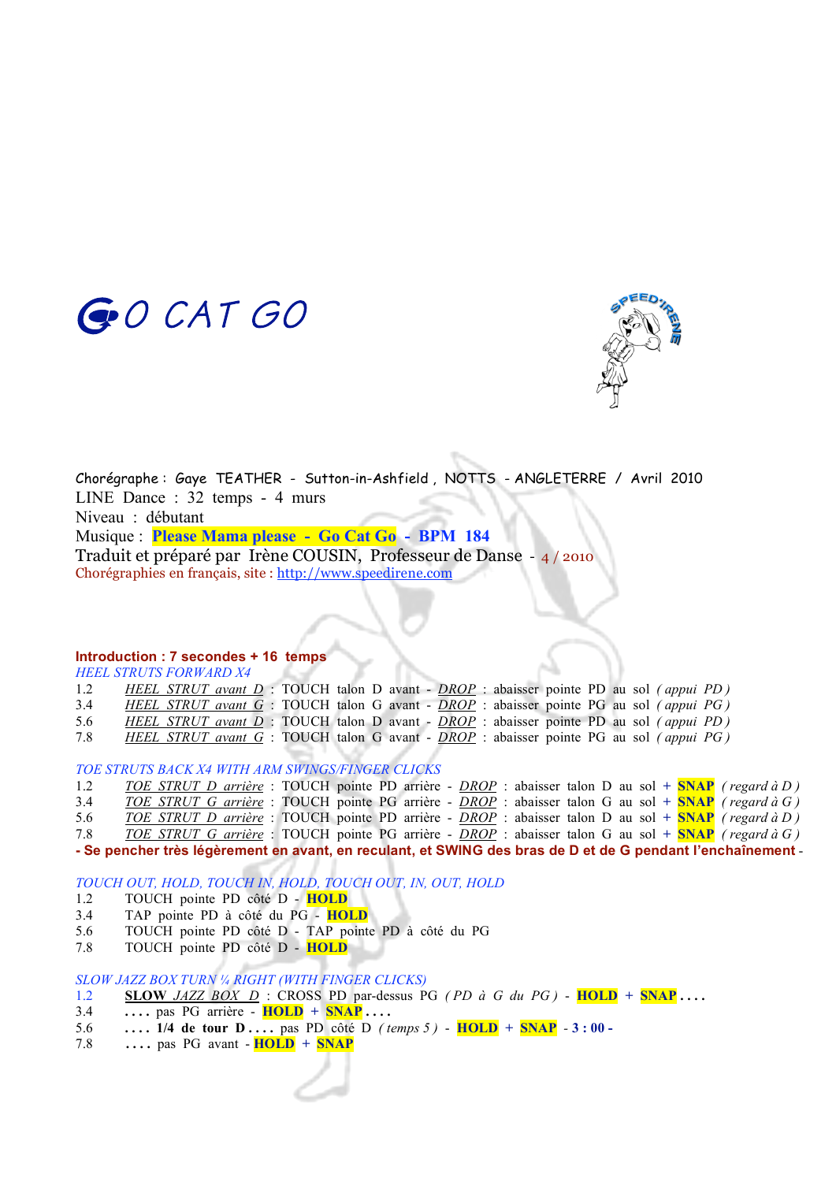# GO CAT GO

Chorégraphe : Gaye TEATHER - Sutton-in-Ashfield , NOTTS - ANGLETERRE / Avril 2010
LINE Dance : 32 temps - 4 murs
Niveau : débutant
Musique : **Please Mama please - Go Cat Go** - **BPM 184**
Traduit et préparé par Irène COUSIN, Professeur de Danse - 4 / 2010
Chorégraphies en français, site : http://www.speedirene.com

**Introduction : 7 secondes + 16 temps**

*HEEL STRUTS FORWARD X4*

1.2 *HEEL STRUT avant D* : TOUCH talon D avant - *DROP* : abaisser pointe PD au sol *( appui PD )*
3.4 *HEEL STRUT avant G* : TOUCH talon G avant - *DROP* : abaisser pointe PG au sol *( appui PG )*
5.6 *HEEL STRUT avant D* : TOUCH talon D avant - *DROP* : abaisser pointe PD au sol *( appui PD )*
7.8 *HEEL STRUT avant G* : TOUCH talon G avant - *DROP* : abaisser pointe PG au sol *( appui PG )*

*TOE STRUTS BACK X4 WITH ARM SWINGS/FINGER CLICKS*

1.2 *TOE STRUT D arrière* : TOUCH pointe PD arrière - *DROP* : abaisser talon D au sol + **SNAP** *( regard à D )*
3.4 *TOE STRUT G arrière* : TOUCH pointe PG arrière - *DROP* : abaisser talon G au sol + **SNAP** *( regard à G )*
5.6 *TOE STRUT D arrière* : TOUCH pointe PD arrière - *DROP* : abaisser talon D au sol + **SNAP** *( regard à D )*
7.8 *TOE STRUT G arrière* : TOUCH pointe PG arrière - *DROP* : abaisser talon G au sol + **SNAP** *( regard à G )*

**- Se pencher très légèrement en avant, en reculant, et SWING des bras de D et de G pendant l'enchaînement -**

*TOUCH OUT, HOLD, TOUCH IN, HOLD, TOUCH OUT, IN, OUT, HOLD*

1.2 TOUCH pointe PD côté D - **HOLD**
3.4 TAP pointe PD à côté du PG - **HOLD**
5.6 TOUCH pointe PD côté D - TAP pointe PD à côté du PG
7.8 TOUCH pointe PD côté D - **HOLD**

*SLOW JAZZ BOX TURN ¼ RIGHT (WITH FINGER CLICKS)*

1.2 **SLOW** *JAZZ BOX D* : CROSS PD par-dessus PG *( PD à G du PG )* - **HOLD** + **SNAP** . . . .
3.4 . . . . pas PG arrière - **HOLD** + **SNAP** . . . .
5.6 . . . . **1/4 de tour D** . . . . pas PD côté D *( temps 5 )* - **HOLD** + **SNAP** - **3 : 00 -**
7.8 . . . . pas PG avant - **HOLD** + **SNAP**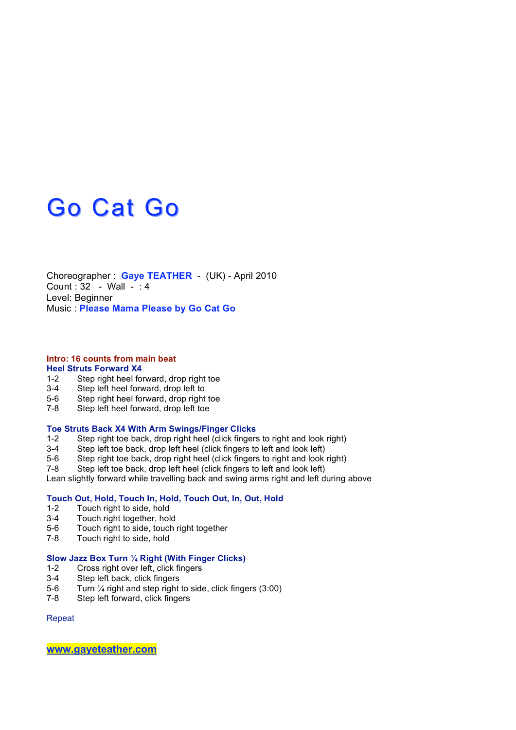# Go Cat Go

Choreographer : **Gaye TEATHER** - (UK) - April 2010
Count : 32 - Wall - : 4
Level: Beginner
Music : **Please Mama Please by Go Cat Go**

**Intro: 16 counts from main beat**

**Heel Struts Forward X4**

1-2 Step right heel forward, drop right toe
3-4 Step left heel forward, drop left to
5-6 Step right heel forward, drop right toe
7-8 Step left heel forward, drop left toe

**Toe Struts Back X4 With Arm Swings/Finger Clicks**

1-2 Step right toe back, drop right heel (click fingers to right and look right)
3-4 Step left toe back, drop left heel (click fingers to left and look left)
5-6 Step right toe back, drop right heel (click fingers to right and look right)
7-8 Step left toe back, drop left heel (click fingers to left and look left)
Lean slightly forward while travelling back and swing arms right and left during above

**Touch Out, Hold, Touch In, Hold, Touch Out, In, Out, Hold**

1-2 Touch right to side, hold
3-4 Touch right together, hold
5-6 Touch right to side, touch right together
7-8 Touch right to side, hold

**Slow Jazz Box Turn ¼ Right (With Finger Clicks)**

1-2 Cross right over left, click fingers
3-4 Step left back, click fingers
5-6 Turn ¼ right and step right to side, click fingers (3:00)
7-8 Step left forward, click fingers

Repeat

**www.gayeteather.com**